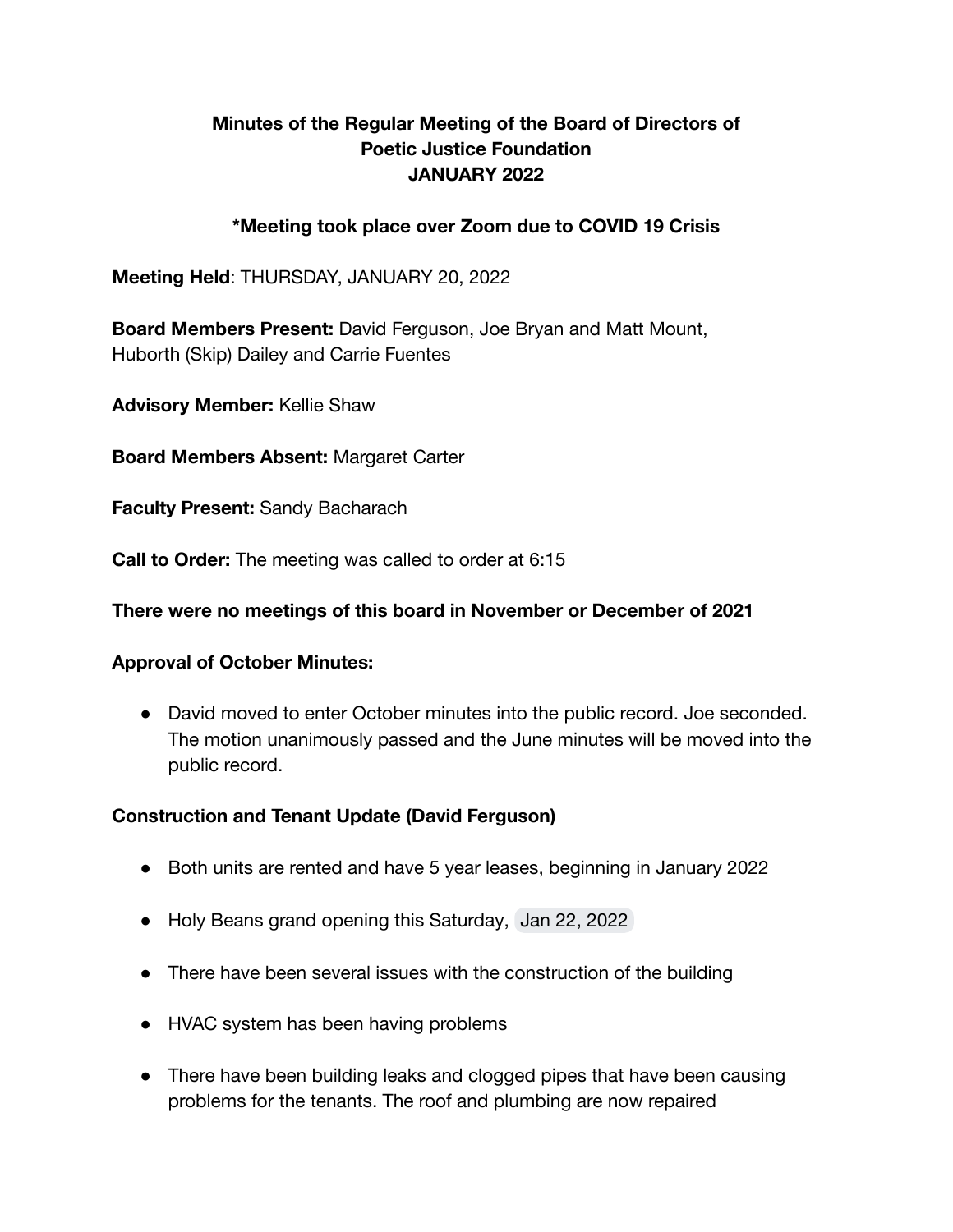# Minutes of the Regular Meeting of the Board of Directors of Poetic Justice Foundation JANUARY 2022

**\*Meeting took place over Zoom due to COVID 19 Crisis**

**Meeting Held**: THURSDAY, JANUARY 20, 2022

**Board Members Present:** David Ferguson, Joe Bryan and Matt Mount, Huborth (Skip) Dailey and Carrie Fuentes

**Advisory Member:** Kellie Shaw

**Board Members Absent:** Margaret Carter

**Faculty Present:** Sandy Bacharach

**Call to Order:** The meeting was called to order at 6:15

**There were no meetings of this board in November or December of 2021**

**Approval of October Minutes:**

- David moved to enter October minutes into the public record. Joe seconded. The motion unanimously passed and the June minutes will be moved into the public record.

**Construction and Tenant Update (David Ferguson)**

- Both units are rented and have 5 year leases, beginning in January 2022
- Holy Beans grand opening this Saturday, Jan 22, 2022
- There have been several issues with the construction of the building
- HVAC system has been having problems
- There have been building leaks and clogged pipes that have been causing problems for the tenants. The roof and plumbing are now repaired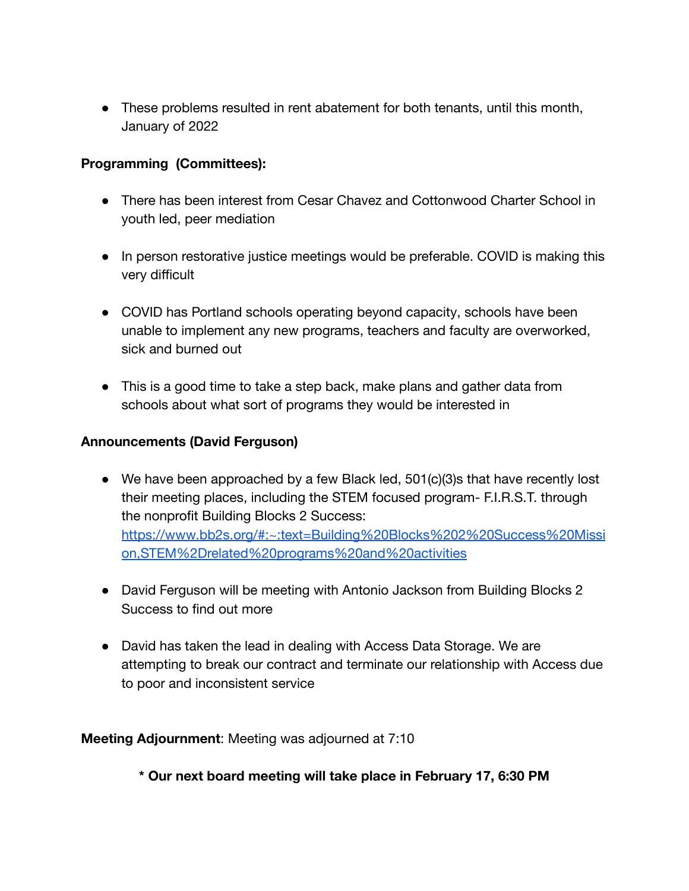- These problems resulted in rent abatement for both tenants, until this month, January of 2022

**Programming (Committees):**

- There has been interest from Cesar Chavez and Cottonwood Charter School in youth led, peer mediation
- In person restorative justice meetings would be preferable. COVID is making this very difficult
- COVID has Portland schools operating beyond capacity, schools have been unable to implement any new programs, teachers and faculty are overworked, sick and burned out
- This is a good time to take a step back, make plans and gather data from schools about what sort of programs they would be interested in

**Announcements (David Ferguson)**

- We have been approached by a few Black led, 501(c)(3)s that have recently lost their meeting places, including the STEM focused program- F.I.R.S.T. through the nonprofit Building Blocks 2 Success: [https://www.bb2s.org/#:~:text=Building%20Blocks%202%20Success%20Mission,STEM%2Drelated%20programs%20and%20activities](https://www.bb2s.org/#:~:text=Building%20Blocks%202%20Success%20Mission,STEM%2Drelated%20programs%20and%20activities)
- David Ferguson will be meeting with Antonio Jackson from Building Blocks 2 Success to find out more
- David has taken the lead in dealing with Access Data Storage. We are attempting to break our contract and terminate our relationship with Access due to poor and inconsistent service

**Meeting Adjournment**: Meeting was adjourned at 7:10

**\* Our next board meeting will take place in February 17, 6:30 PM**